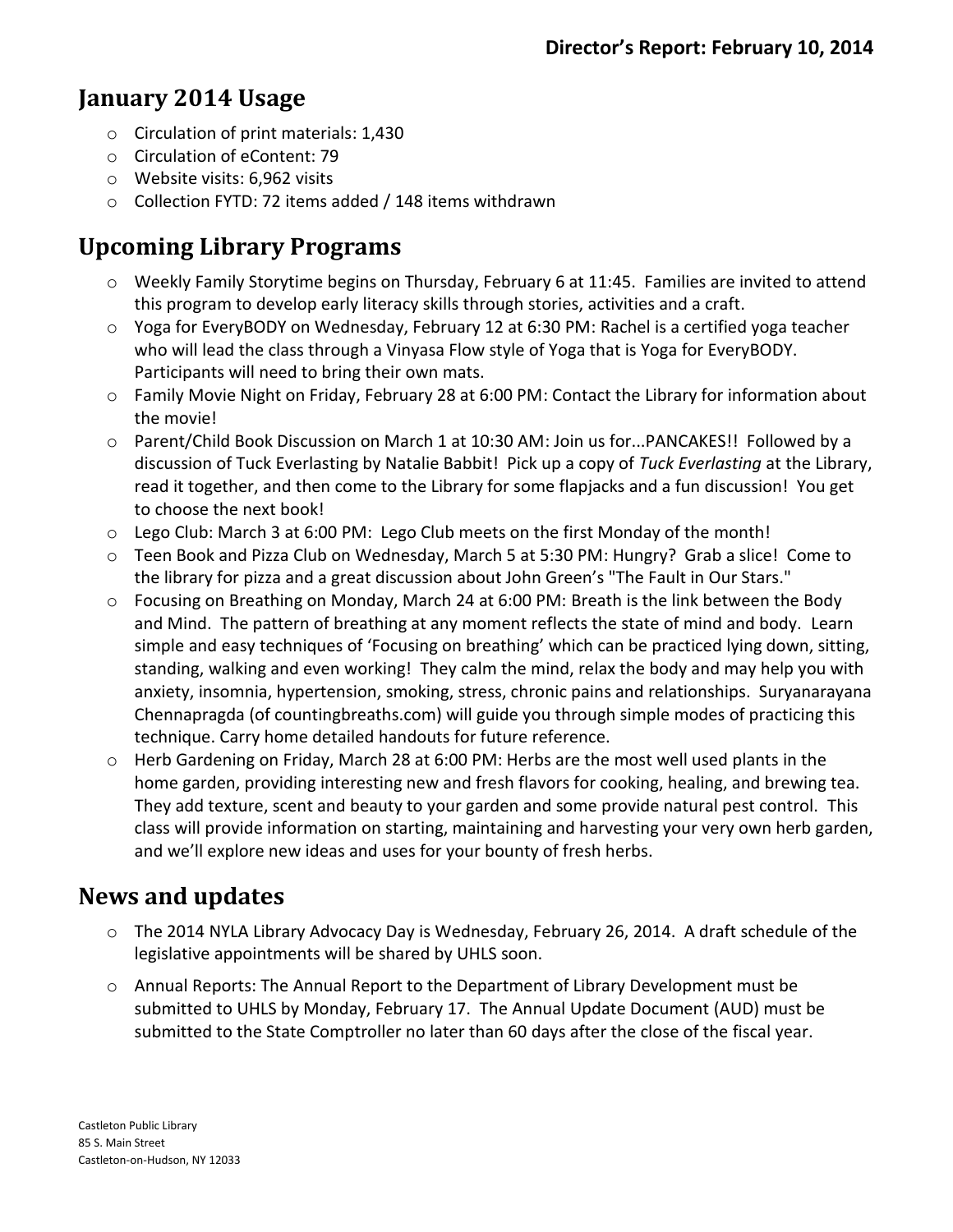**Director's Report: February 10, 2014**

## January 2014 Usage

- Circulation of print materials: 1,430
- Circulation of eContent: 79
- Website visits: 6,962 visits
- Collection FYTD: 72 items added / 148 items withdrawn

## Upcoming Library Programs

- Weekly Family Storytime begins on Thursday, February 6 at 11:45. Families are invited to attend this program to develop early literacy skills through stories, activities and a craft.
- Yoga for EveryBODY on Wednesday, February 12 at 6:30 PM: Rachel is a certified yoga teacher who will lead the class through a Vinyasa Flow style of Yoga that is Yoga for EveryBODY. Participants will need to bring their own mats.
- Family Movie Night on Friday, February 28 at 6:00 PM: Contact the Library for information about the movie!
- Parent/Child Book Discussion on March 1 at 10:30 AM: Join us for...PANCAKES!! Followed by a discussion of Tuck Everlasting by Natalie Babbit! Pick up a copy of *Tuck Everlasting* at the Library, read it together, and then come to the Library for some flapjacks and a fun discussion! You get to choose the next book!
- Lego Club: March 3 at 6:00 PM: Lego Club meets on the first Monday of the month!
- Teen Book and Pizza Club on Wednesday, March 5 at 5:30 PM: Hungry? Grab a slice! Come to the library for pizza and a great discussion about John Green's "The Fault in Our Stars."
- Focusing on Breathing on Monday, March 24 at 6:00 PM: Breath is the link between the Body and Mind. The pattern of breathing at any moment reflects the state of mind and body. Learn simple and easy techniques of 'Focusing on breathing' which can be practiced lying down, sitting, standing, walking and even working! They calm the mind, relax the body and may help you with anxiety, insomnia, hypertension, smoking, stress, chronic pains and relationships. Suryanarayana Chennapragda (of countingbreaths.com) will guide you through simple modes of practicing this technique. Carry home detailed handouts for future reference.
- Herb Gardening on Friday, March 28 at 6:00 PM: Herbs are the most well used plants in the home garden, providing interesting new and fresh flavors for cooking, healing, and brewing tea. They add texture, scent and beauty to your garden and some provide natural pest control. This class will provide information on starting, maintaining and harvesting your very own herb garden, and we'll explore new ideas and uses for your bounty of fresh herbs.

## News and updates

- The 2014 NYLA Library Advocacy Day is Wednesday, February 26, 2014. A draft schedule of the legislative appointments will be shared by UHLS soon.
- Annual Reports: The Annual Report to the Department of Library Development must be submitted to UHLS by Monday, February 17. The Annual Update Document (AUD) must be submitted to the State Comptroller no later than 60 days after the close of the fiscal year.

Castleton Public Library
85 S. Main Street
Castleton-on-Hudson, NY 12033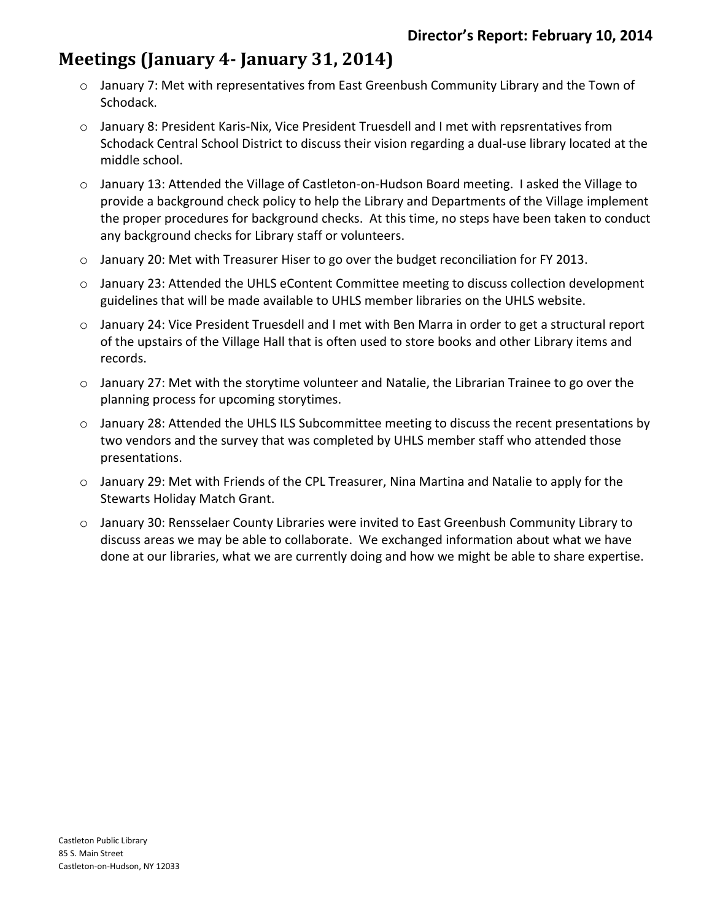## Meetings (January 4- January 31, 2014)

- January 7: Met with representatives from East Greenbush Community Library and the Town of Schodack.
- January 8: President Karis-Nix, Vice President Truesdell and I met with repsrentatives from Schodack Central School District to discuss their vision regarding a dual-use library located at the middle school.
- January 13: Attended the Village of Castleton-on-Hudson Board meeting. I asked the Village to provide a background check policy to help the Library and Departments of the Village implement the proper procedures for background checks. At this time, no steps have been taken to conduct any background checks for Library staff or volunteers.
- January 20: Met with Treasurer Hiser to go over the budget reconciliation for FY 2013.
- January 23: Attended the UHLS eContent Committee meeting to discuss collection development guidelines that will be made available to UHLS member libraries on the UHLS website.
- January 24: Vice President Truesdell and I met with Ben Marra in order to get a structural report of the upstairs of the Village Hall that is often used to store books and other Library items and records.
- January 27: Met with the storytime volunteer and Natalie, the Librarian Trainee to go over the planning process for upcoming storytimes.
- January 28: Attended the UHLS ILS Subcommittee meeting to discuss the recent presentations by two vendors and the survey that was completed by UHLS member staff who attended those presentations.
- January 29: Met with Friends of the CPL Treasurer, Nina Martina and Natalie to apply for the Stewarts Holiday Match Grant.
- January 30: Rensselaer County Libraries were invited to East Greenbush Community Library to discuss areas we may be able to collaborate. We exchanged information about what we have done at our libraries, what we are currently doing and how we might be able to share expertise.